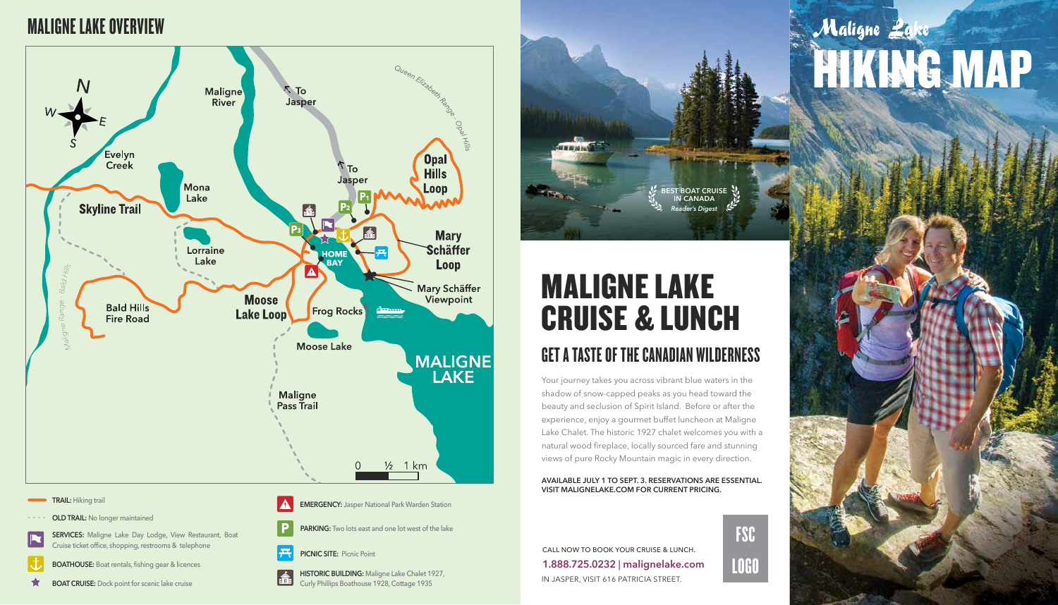## MALIGNE LAKE OVERVIEW

- **TRAIL:** Hiking trail
- **OLD TRAIL:** No longer maintained
- **SERVICES:** Maligne Lake Day Lodge, View Restaurant, Boat Cruise ticket office, shopping, restrooms & telephone
- **BOATHOUSE:** Boat rentals, fishing gear & licences
- **BOAT CRUISE:** Dock point for scenic lake cruise
- **EMERGENCY:** Jasper National Park Warden Station
- **PARKING:** Two lots east and one lot west of the lake
- **PICNIC SITE:** Picnic Point
- **HISTORIC BUILDING:** Maligne Lake Chalet 1927, Curly Phillips Boathouse 1928, Cottage 1935

BEST BOAT CRUISE IN CANADA
*Reader's Digest*

# MALIGNE LAKE CRUISE & LUNCH

## GET A TASTE OF THE CANADIAN WILDERNESS

Your journey takes you across vibrant blue waters in the shadow of snow-capped peaks as you head toward the beauty and seclusion of Spirit Island. Before or after the experience, enjoy a gourmet buffet luncheon at Maligne Lake Chalet. The historic 1927 chalet welcomes you with a natural wood fireplace, locally sourced fare and stunning views of pure Rocky Mountain magic in every direction.

**AVAILABLE JULY 1 TO SEPT. 3. RESERVATIONS ARE ESSENTIAL. VISIT MALIGNELAKE.COM FOR CURRENT PRICING.**

CALL NOW TO BOOK YOUR CRUISE & LUNCH.
**1.888.725.0232 | malignelake.com**
IN JASPER, VISIT 616 PATRICIA STREET.

FSC LOGO

# *Maligne Lake* HIKING MAP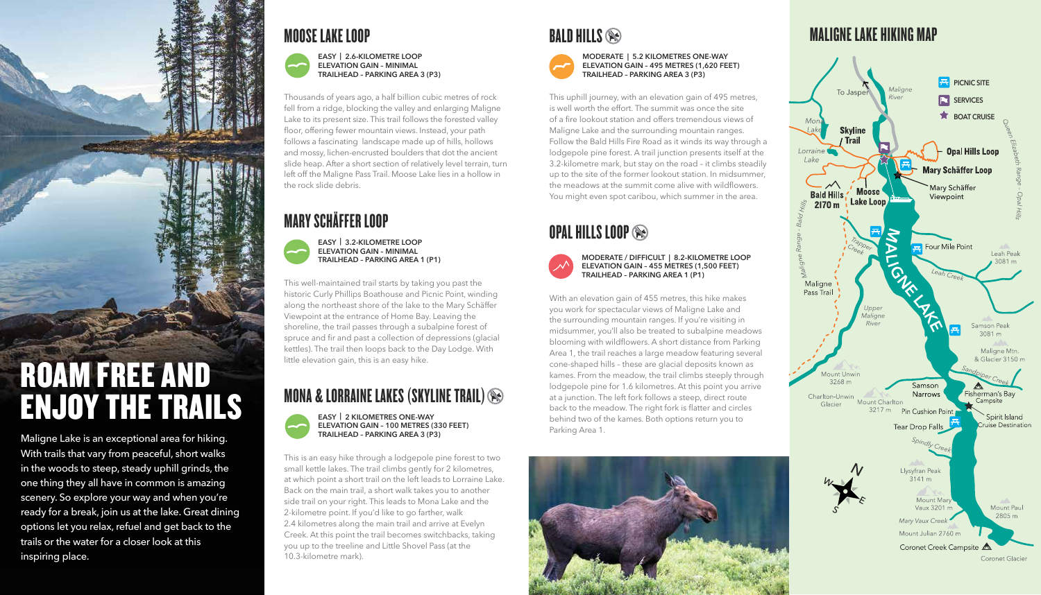# ROAM FREE AND ENJOY THE TRAILS

Maligne Lake is an exceptional area for hiking. With trails that vary from peaceful, short walks in the woods to steep, steady uphill grinds, the one thing they all have in common is amazing scenery. So explore your way and when you're ready for a break, join us at the lake. Great dining options let you relax, refuel and get back to the trails or the water for a closer look at this inspiring place.

## MOOSE LAKE LOOP

**EASY | 2.6-KILOMETRE LOOP**
**ELEVATION GAIN – MINIMAL**
**TRAILHEAD – PARKING AREA 3 (P3)**

Thousands of years ago, a half billion cubic metres of rock fell from a ridge, blocking the valley and enlarging Maligne Lake to its present size. This trail follows the forested valley floor, offering fewer mountain views. Instead, your path follows a fascinating landscape made up of hills, hollows and mossy, lichen-encrusted boulders that dot the ancient slide heap. After a short section of relatively level terrain, turn left off the Maligne Pass Trail. Moose Lake lies in a hollow in the rock slide debris.

## MARY SCHÄFFER LOOP

**EASY | 3.2-KILOMETRE LOOP**
**ELEVATION GAIN – MINIMAL**
**TRAILHEAD – PARKING AREA 1 (P1)**

This well-maintained trail starts by taking you past the historic Curly Phillips Boathouse and Picnic Point, winding along the northeast shore of the lake to the Mary Schäffer Viewpoint at the entrance of Home Bay. Leaving the shoreline, the trail passes through a subalpine forest of spruce and fir and past a collection of depressions (glacial kettles). The trail then loops back to the Day Lodge. With little elevation gain, this is an easy hike.

## MONA & LORRAINE LAKES (SKYLINE TRAIL)

**EASY | 2 KILOMETRES ONE-WAY**
**ELEVATION GAIN – 100 METRES (330 FEET)**
**TRAILHEAD – PARKING AREA 3 (P3)**

This is an easy hike through a lodgepole pine forest to two small kettle lakes. The trail climbs gently for 2 kilometres, at which point a short trail on the left leads to Lorraine Lake. Back on the main trail, a short walk takes you to another side trail on your right. This leads to Mona Lake and the 2-kilometre point. If you'd like to go farther, walk 2.4 kilometres along the main trail and arrive at Evelyn Creek. At this point the trail becomes switchbacks, taking you up to the treeline and Little Shovel Pass (at the 10.3-kilometre mark).

## BALD HILLS

**MODERATE | 5.2 KILOMETRES ONE-WAY**
**ELEVATION GAIN – 495 METRES (1,620 FEET)**
**TRAILHEAD – PARKING AREA 3 (P3)**

This uphill journey, with an elevation gain of 495 metres, is well worth the effort. The summit was once the site of a fire lookout station and offers tremendous views of Maligne Lake and the surrounding mountain ranges. Follow the Bald Hills Fire Road as it winds its way through a lodgepole pine forest. A trail junction presents itself at the 3.2-kilometre mark, but stay on the road – it climbs steadily up to the site of the former lookout station. In midsummer, the meadows at the summit come alive with wildflowers. You might even spot caribou, which summer in the area.

## OPAL HILLS LOOP

**MODERATE / DIFFICULT | 8.2-KILOMETRE LOOP**
**ELEVATION GAIN – 455 METRES (1,500 FEET)**
**TRAILHEAD – PARKING AREA 1 (P1)**

With an elevation gain of 455 metres, this hike makes you work for spectacular views of Maligne Lake and the surrounding mountain ranges. If you're visiting in midsummer, you'll also be treated to subalpine meadows blooming with wildflowers. A short distance from Parking Area 1, the trail reaches a large meadow featuring several cone-shaped hills – these are glacial deposits known as kames. From the meadow, the trail climbs steeply through lodgepole pine for 1.6 kilometres. At this point you arrive at a junction. The left fork follows a steep, direct route back to the meadow. The right fork is flatter and circles behind two of the kames. Both options return you to Parking Area 1.

## MALIGNE LAKE HIKING MAP

PICNIC SITE
SERVICES
BOAT CRUISE

To Jasper
Maligne River
Mona Lake
Skyline Trail
Lorraine Lake
Opal Hills Loop
Queen Elizabeth Range – Opal Hills
Mary Schäffer Loop
Mary Schäffer Viewpoint
Bald Hills 2170 m
Moose Lake Loop
Maligne Range - Bald Hills
Trapper Creek
MALIGNE LAKE
Four Mile Point
Leah Peak 3081 m
Leah Creek
Maligne Pass Trail
Upper Maligne River
Samson Peak 3081 m
Maligne Mtn. & Glacier 3150 m
Sandpiper Creek
Mount Unwin 3268 m
Samson Narrows
Fisherman's Bay Campsite
Charlton-Unwin Glacier
Mount Charlton 3217 m
Pin Cushion Point
Spirit Island Cruise Destination
Tear Drop Falls
Spindly Creek
Llysyfran Peak 3141 m
Mount Mary Vaux 3201 m
Mount Paul 2805 m
Mary Vaux Creek
Mount Julian 2760 m
Coronet Creek Campsite
Coronet Glacier
N W E S